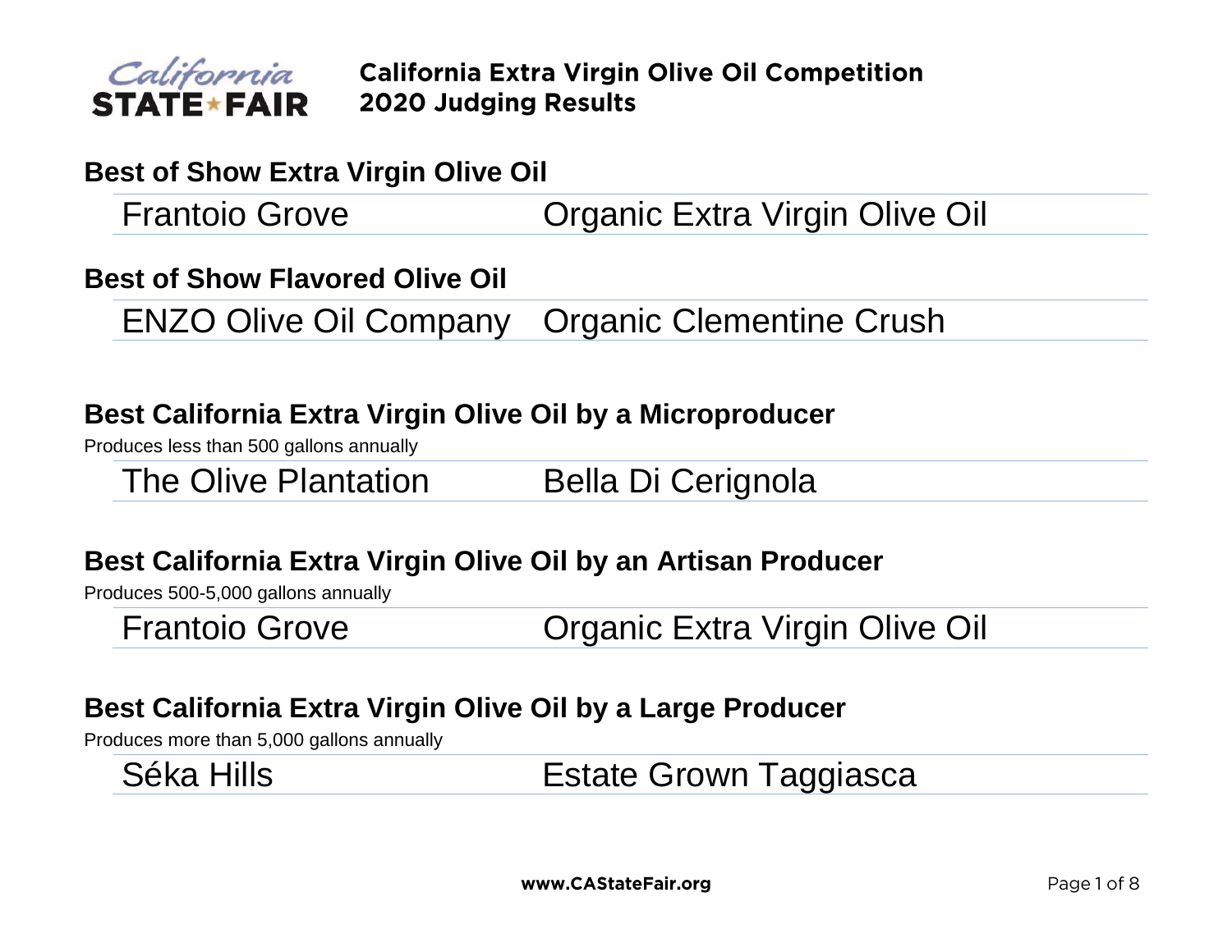# California Extra Virgin Olive Oil Competition
# 2020 Judging Results

## Best of Show Extra Virgin Olive Oil

| Frantoio Grove | Organic Extra Virgin Olive Oil |
|---|---|

## Best of Show Flavored Olive Oil

| ENZO Olive Oil Company | Organic Clementine Crush |
|---|---|

## Best California Extra Virgin Olive Oil by a Microproducer

Produces less than 500 gallons annually

| The Olive Plantation | Bella Di Cerignola |
|---|---|

## Best California Extra Virgin Olive Oil by an Artisan Producer

Produces 500-5,000 gallons annually

| Frantoio Grove | Organic Extra Virgin Olive Oil |
|---|---|

## Best California Extra Virgin Olive Oil by a Large Producer

Produces more than 5,000 gallons annually

| Séka Hills | Estate Grown Taggiasca |
|---|---|

www.CAStateFair.org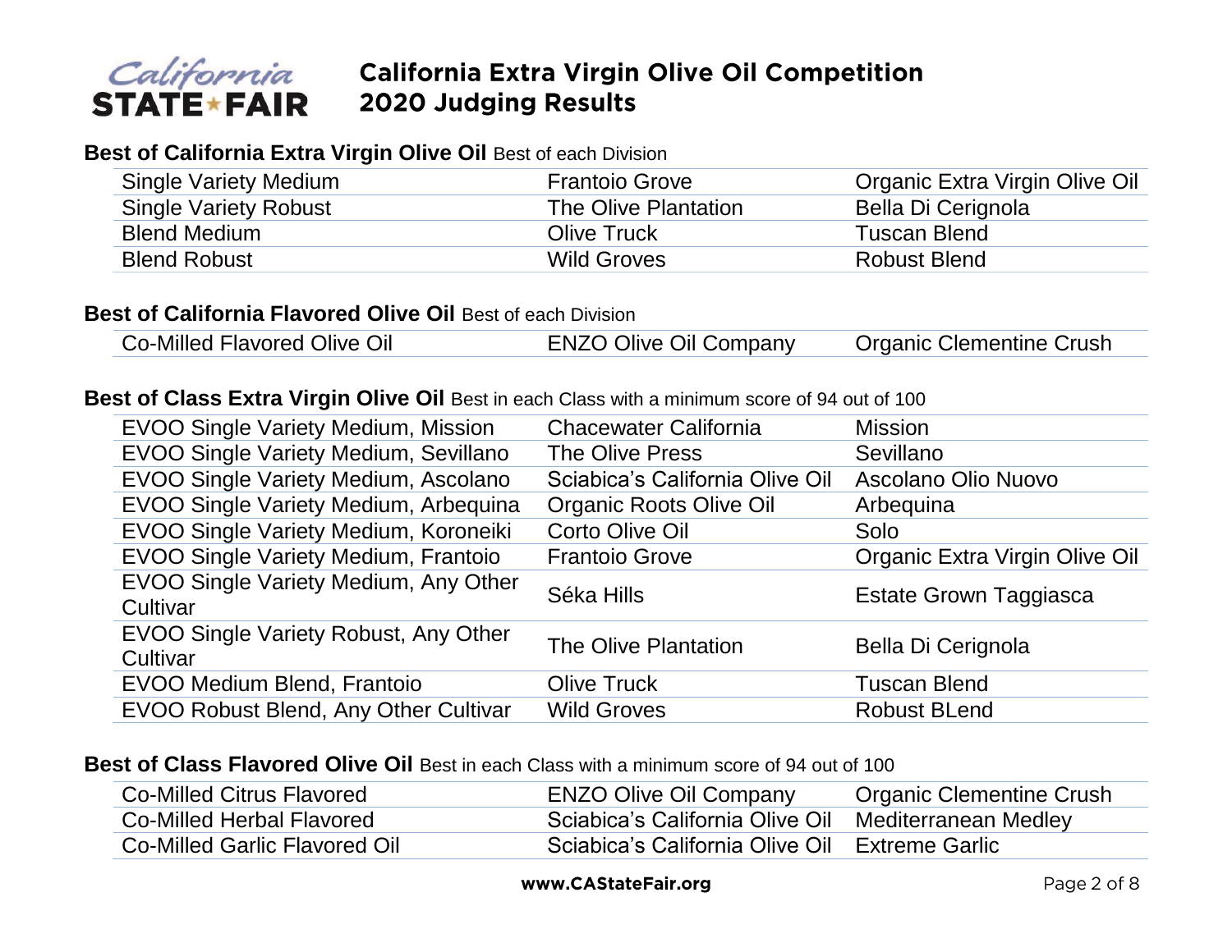# California Extra Virgin Olive Oil Competition
# 2020 Judging Results

**Best of California Extra Virgin Olive Oil** Best of each Division

| | | |
|---|---|---|
| Single Variety Medium | Frantoio Grove | Organic Extra Virgin Olive Oil |
| Single Variety Robust | The Olive Plantation | Bella Di Cerignola |
| Blend Medium | Olive Truck | Tuscan Blend |
| Blend Robust | Wild Groves | Robust Blend |

**Best of California Flavored Olive Oil** Best of each Division

| | | |
|---|---|---|
| Co-Milled Flavored Olive Oil | ENZO Olive Oil Company | Organic Clementine Crush |

**Best of Class Extra Virgin Olive Oil** Best in each Class with a minimum score of 94 out of 100

| | | |
|---|---|---|
| EVOO Single Variety Medium, Mission | Chacewater California | Mission |
| EVOO Single Variety Medium, Sevillano | The Olive Press | Sevillano |
| EVOO Single Variety Medium, Ascolano | Sciabica's California Olive Oil | Ascolano Olio Nuovo |
| EVOO Single Variety Medium, Arbequina | Organic Roots Olive Oil | Arbequina |
| EVOO Single Variety Medium, Koroneiki | Corto Olive Oil | Solo |
| EVOO Single Variety Medium, Frantoio | Frantoio Grove | Organic Extra Virgin Olive Oil |
| EVOO Single Variety Medium, Any Other Cultivar | Séka Hills | Estate Grown Taggiasca |
| EVOO Single Variety Robust, Any Other Cultivar | The Olive Plantation | Bella Di Cerignola |
| EVOO Medium Blend, Frantoio | Olive Truck | Tuscan Blend |
| EVOO Robust Blend, Any Other Cultivar | Wild Groves | Robust BLend |

**Best of Class Flavored Olive Oil** Best in each Class with a minimum score of 94 out of 100

| | | |
|---|---|---|
| Co-Milled Citrus Flavored | ENZO Olive Oil Company | Organic Clementine Crush |
| Co-Milled Herbal Flavored | Sciabica's California Olive Oil | Mediterranean Medley |
| Co-Milled Garlic Flavored Oil | Sciabica's California Olive Oil | Extreme Garlic |

www.CAStateFair.org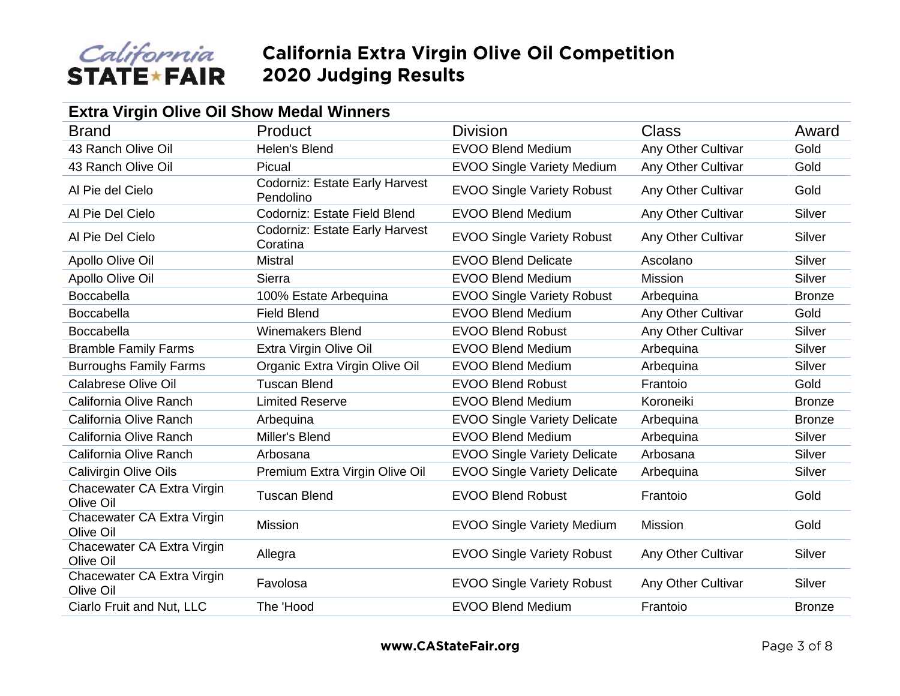# California Extra Virgin Olive Oil Competition
# 2020 Judging Results

## Extra Virgin Olive Oil Show Medal Winners

| Brand | Product | Division | Class | Award |
|---|---|---|---|---|
| 43 Ranch Olive Oil | Helen's Blend | EVOO Blend Medium | Any Other Cultivar | Gold |
| 43 Ranch Olive Oil | Picual | EVOO Single Variety Medium | Any Other Cultivar | Gold |
| Al Pie del Cielo | Codorniz: Estate Early Harvest Pendolino | EVOO Single Variety Robust | Any Other Cultivar | Gold |
| Al Pie Del Cielo | Codorniz: Estate Field Blend | EVOO Blend Medium | Any Other Cultivar | Silver |
| Al Pie Del Cielo | Codorniz: Estate Early Harvest Coratina | EVOO Single Variety Robust | Any Other Cultivar | Silver |
| Apollo Olive Oil | Mistral | EVOO Blend Delicate | Ascolano | Silver |
| Apollo Olive Oil | Sierra | EVOO Blend Medium | Mission | Silver |
| Boccabella | 100% Estate Arbequina | EVOO Single Variety Robust | Arbequina | Bronze |
| Boccabella | Field Blend | EVOO Blend Medium | Any Other Cultivar | Gold |
| Boccabella | Winemakers Blend | EVOO Blend Robust | Any Other Cultivar | Silver |
| Bramble Family Farms | Extra Virgin Olive Oil | EVOO Blend Medium | Arbequina | Silver |
| Burroughs Family Farms | Organic Extra Virgin Olive Oil | EVOO Blend Medium | Arbequina | Silver |
| Calabrese Olive Oil | Tuscan Blend | EVOO Blend Robust | Frantoio | Gold |
| California Olive Ranch | Limited Reserve | EVOO Blend Medium | Koroneiki | Bronze |
| California Olive Ranch | Arbequina | EVOO Single Variety Delicate | Arbequina | Bronze |
| California Olive Ranch | Miller's Blend | EVOO Blend Medium | Arbequina | Silver |
| California Olive Ranch | Arbosana | EVOO Single Variety Delicate | Arbosana | Silver |
| Calivirgin Olive Oils | Premium Extra Virgin Olive Oil | EVOO Single Variety Delicate | Arbequina | Silver |
| Chacewater CA Extra Virgin Olive Oil | Tuscan Blend | EVOO Blend Robust | Frantoio | Gold |
| Chacewater CA Extra Virgin Olive Oil | Mission | EVOO Single Variety Medium | Mission | Gold |
| Chacewater CA Extra Virgin Olive Oil | Allegra | EVOO Single Variety Robust | Any Other Cultivar | Silver |
| Chacewater CA Extra Virgin Olive Oil | Favolosa | EVOO Single Variety Robust | Any Other Cultivar | Silver |
| Ciarlo Fruit and Nut, LLC | The 'Hood | EVOO Blend Medium | Frantoio | Bronze |

**www.CAStateFair.org**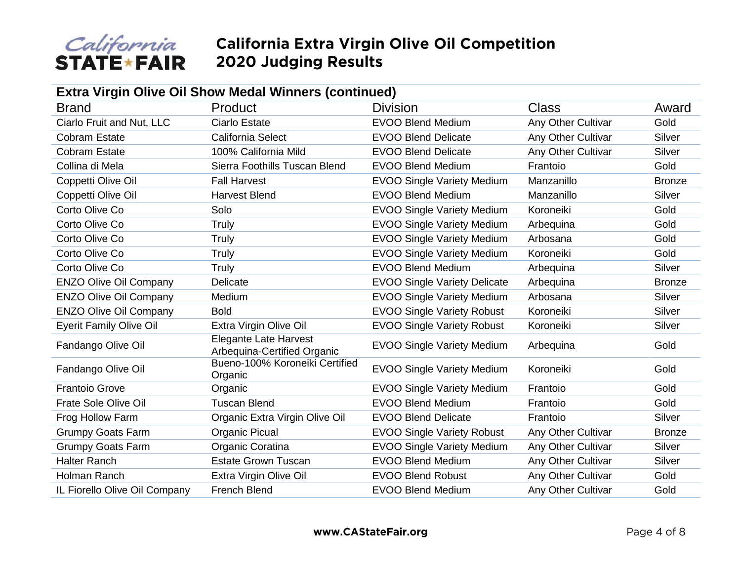# California Extra Virgin Olive Oil Competition
## 2020 Judging Results

### Extra Virgin Olive Oil Show Medal Winners (continued)

| Brand | Product | Division | Class | Award |
|---|---|---|---|---|
| Ciarlo Fruit and Nut, LLC | Ciarlo Estate | EVOO Blend Medium | Any Other Cultivar | Gold |
| Cobram Estate | California Select | EVOO Blend Delicate | Any Other Cultivar | Silver |
| Cobram Estate | 100% California Mild | EVOO Blend Delicate | Any Other Cultivar | Silver |
| Collina di Mela | Sierra Foothills Tuscan Blend | EVOO Blend Medium | Frantoio | Gold |
| Coppetti Olive Oil | Fall Harvest | EVOO Single Variety Medium | Manzanillo | Bronze |
| Coppetti Olive Oil | Harvest Blend | EVOO Blend Medium | Manzanillo | Silver |
| Corto Olive Co | Solo | EVOO Single Variety Medium | Koroneiki | Gold |
| Corto Olive Co | Truly | EVOO Single Variety Medium | Arbequina | Gold |
| Corto Olive Co | Truly | EVOO Single Variety Medium | Arbosana | Gold |
| Corto Olive Co | Truly | EVOO Single Variety Medium | Koroneiki | Gold |
| Corto Olive Co | Truly | EVOO Blend Medium | Arbequina | Silver |
| ENZO Olive Oil Company | Delicate | EVOO Single Variety Delicate | Arbequina | Bronze |
| ENZO Olive Oil Company | Medium | EVOO Single Variety Medium | Arbosana | Silver |
| ENZO Olive Oil Company | Bold | EVOO Single Variety Robust | Koroneiki | Silver |
| Eyerit Family Olive Oil | Extra Virgin Olive Oil | EVOO Single Variety Robust | Koroneiki | Silver |
| Fandango Olive Oil | Elegante Late Harvest Arbequina-Certified Organic | EVOO Single Variety Medium | Arbequina | Gold |
| Fandango Olive Oil | Bueno-100% Koroneiki Certified Organic | EVOO Single Variety Medium | Koroneiki | Gold |
| Frantoio Grove | Organic | EVOO Single Variety Medium | Frantoio | Gold |
| Frate Sole Olive Oil | Tuscan Blend | EVOO Blend Medium | Frantoio | Gold |
| Frog Hollow Farm | Organic Extra Virgin Olive Oil | EVOO Blend Delicate | Frantoio | Silver |
| Grumpy Goats Farm | Organic Picual | EVOO Single Variety Robust | Any Other Cultivar | Bronze |
| Grumpy Goats Farm | Organic Coratina | EVOO Single Variety Medium | Any Other Cultivar | Silver |
| Halter Ranch | Estate Grown Tuscan | EVOO Blend Medium | Any Other Cultivar | Silver |
| Holman Ranch | Extra Virgin Olive Oil | EVOO Blend Robust | Any Other Cultivar | Gold |
| IL Fiorello Olive Oil Company | French Blend | EVOO Blend Medium | Any Other Cultivar | Gold |

www.CAStateFair.org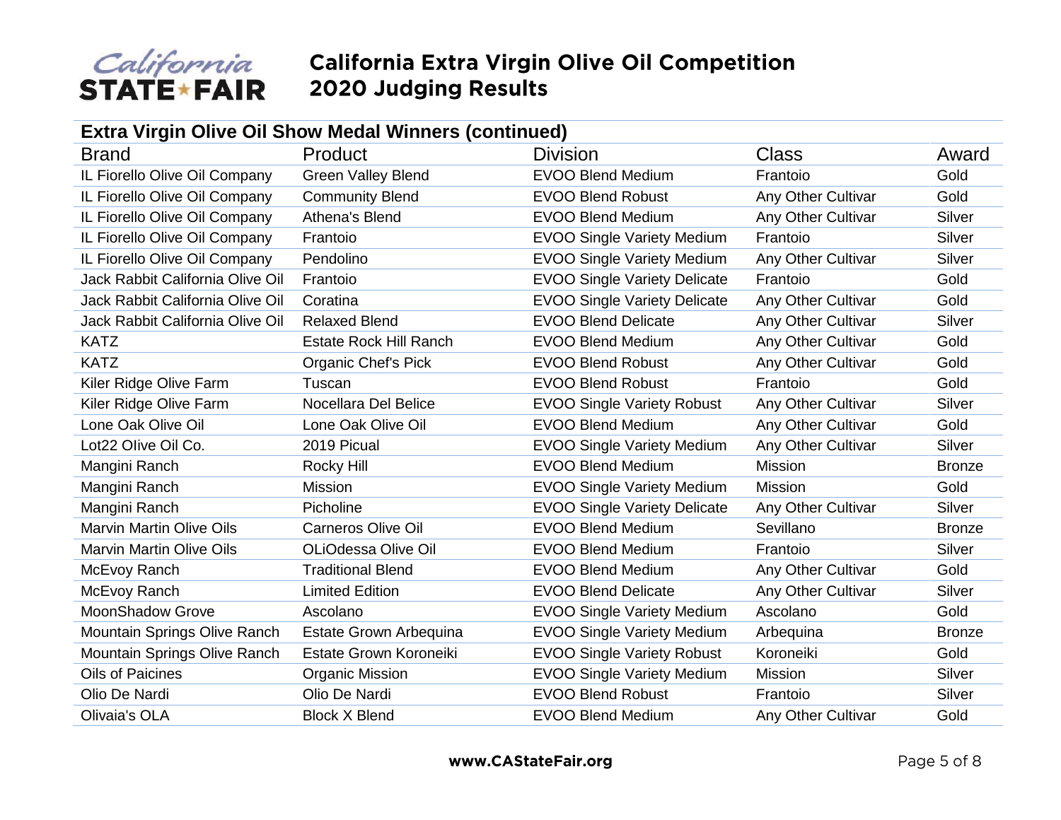# California Extra Virgin Olive Oil Competition 2020 Judging Results

## Extra Virgin Olive Oil Show Medal Winners (continued)

| Brand | Product | Division | Class | Award |
|---|---|---|---|---|
| IL Fiorello Olive Oil Company | Green Valley Blend | EVOO Blend Medium | Frantoio | Gold |
| IL Fiorello Olive Oil Company | Community Blend | EVOO Blend Robust | Any Other Cultivar | Gold |
| IL Fiorello Olive Oil Company | Athena's Blend | EVOO Blend Medium | Any Other Cultivar | Silver |
| IL Fiorello Olive Oil Company | Frantoio | EVOO Single Variety Medium | Frantoio | Silver |
| IL Fiorello Olive Oil Company | Pendolino | EVOO Single Variety Medium | Any Other Cultivar | Silver |
| Jack Rabbit California Olive Oil | Frantoio | EVOO Single Variety Delicate | Frantoio | Gold |
| Jack Rabbit California Olive Oil | Coratina | EVOO Single Variety Delicate | Any Other Cultivar | Gold |
| Jack Rabbit California Olive Oil | Relaxed Blend | EVOO Blend Delicate | Any Other Cultivar | Silver |
| KATZ | Estate Rock Hill Ranch | EVOO Blend Medium | Any Other Cultivar | Gold |
| KATZ | Organic Chef's Pick | EVOO Blend Robust | Any Other Cultivar | Gold |
| Kiler Ridge Olive Farm | Tuscan | EVOO Blend Robust | Frantoio | Gold |
| Kiler Ridge Olive Farm | Nocellara Del Belice | EVOO Single Variety Robust | Any Other Cultivar | Silver |
| Lone Oak Olive Oil | Lone Oak Olive Oil | EVOO Blend Medium | Any Other Cultivar | Gold |
| Lot22 Olive Oil Co. | 2019 Picual | EVOO Single Variety Medium | Any Other Cultivar | Silver |
| Mangini Ranch | Rocky Hill | EVOO Blend Medium | Mission | Bronze |
| Mangini Ranch | Mission | EVOO Single Variety Medium | Mission | Gold |
| Mangini Ranch | Picholine | EVOO Single Variety Delicate | Any Other Cultivar | Silver |
| Marvin Martin Olive Oils | Carneros Olive Oil | EVOO Blend Medium | Sevillano | Bronze |
| Marvin Martin Olive Oils | OLiOdessa Olive Oil | EVOO Blend Medium | Frantoio | Silver |
| McEvoy Ranch | Traditional Blend | EVOO Blend Medium | Any Other Cultivar | Gold |
| McEvoy Ranch | Limited Edition | EVOO Blend Delicate | Any Other Cultivar | Silver |
| MoonShadow Grove | Ascolano | EVOO Single Variety Medium | Ascolano | Gold |
| Mountain Springs Olive Ranch | Estate Grown Arbequina | EVOO Single Variety Medium | Arbequina | Bronze |
| Mountain Springs Olive Ranch | Estate Grown Koroneiki | EVOO Single Variety Robust | Koroneiki | Gold |
| Oils of Paicines | Organic Mission | EVOO Single Variety Medium | Mission | Silver |
| Olio De Nardi | Olio De Nardi | EVOO Blend Robust | Frantoio | Silver |
| Olivaia's OLA | Block X Blend | EVOO Blend Medium | Any Other Cultivar | Gold |

www.CAStateFair.org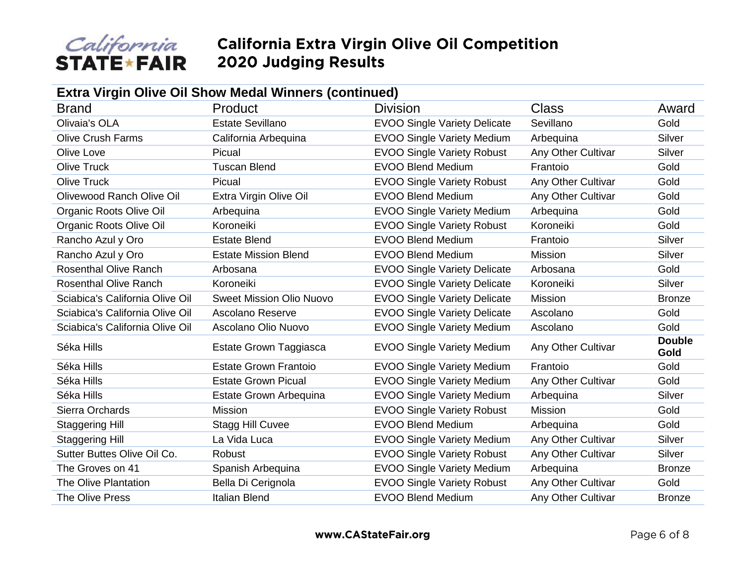# California Extra Virgin Olive Oil Competition
## 2020 Judging Results

### Extra Virgin Olive Oil Show Medal Winners (continued)

| Brand | Product | Division | Class | Award |
|---|---|---|---|---|
| Olivaia's OLA | Estate Sevillano | EVOO Single Variety Delicate | Sevillano | Gold |
| Olive Crush Farms | California Arbequina | EVOO Single Variety Medium | Arbequina | Silver |
| Olive Love | Picual | EVOO Single Variety Robust | Any Other Cultivar | Silver |
| Olive Truck | Tuscan Blend | EVOO Blend Medium | Frantoio | Gold |
| Olive Truck | Picual | EVOO Single Variety Robust | Any Other Cultivar | Gold |
| Olivewood Ranch Olive Oil | Extra Virgin Olive Oil | EVOO Blend Medium | Any Other Cultivar | Gold |
| Organic Roots Olive Oil | Arbequina | EVOO Single Variety Medium | Arbequina | Gold |
| Organic Roots Olive Oil | Koroneiki | EVOO Single Variety Robust | Koroneiki | Gold |
| Rancho Azul y Oro | Estate Blend | EVOO Blend Medium | Frantoio | Silver |
| Rancho Azul y Oro | Estate Mission Blend | EVOO Blend Medium | Mission | Silver |
| Rosenthal Olive Ranch | Arbosana | EVOO Single Variety Delicate | Arbosana | Gold |
| Rosenthal Olive Ranch | Koroneiki | EVOO Single Variety Delicate | Koroneiki | Silver |
| Sciabica's California Olive Oil | Sweet Mission Olio Nuovo | EVOO Single Variety Delicate | Mission | Bronze |
| Sciabica's California Olive Oil | Ascolano Reserve | EVOO Single Variety Delicate | Ascolano | Gold |
| Sciabica's California Olive Oil | Ascolano Olio Nuovo | EVOO Single Variety Medium | Ascolano | Gold |
| Séka Hills | Estate Grown Taggiasca | EVOO Single Variety Medium | Any Other Cultivar | **Double Gold** |
| Séka Hills | Estate Grown Frantoio | EVOO Single Variety Medium | Frantoio | Gold |
| Séka Hills | Estate Grown Picual | EVOO Single Variety Medium | Any Other Cultivar | Gold |
| Séka Hills | Estate Grown Arbequina | EVOO Single Variety Medium | Arbequina | Silver |
| Sierra Orchards | Mission | EVOO Single Variety Robust | Mission | Gold |
| Staggering Hill | Stagg Hill Cuvee | EVOO Blend Medium | Arbequina | Gold |
| Staggering Hill | La Vida Luca | EVOO Single Variety Medium | Any Other Cultivar | Silver |
| Sutter Buttes Olive Oil Co. | Robust | EVOO Single Variety Robust | Any Other Cultivar | Silver |
| The Groves on 41 | Spanish Arbequina | EVOO Single Variety Medium | Arbequina | Bronze |
| The Olive Plantation | Bella Di Cerignola | EVOO Single Variety Robust | Any Other Cultivar | Gold |
| The Olive Press | Italian Blend | EVOO Blend Medium | Any Other Cultivar | Bronze |

www.CAStateFair.org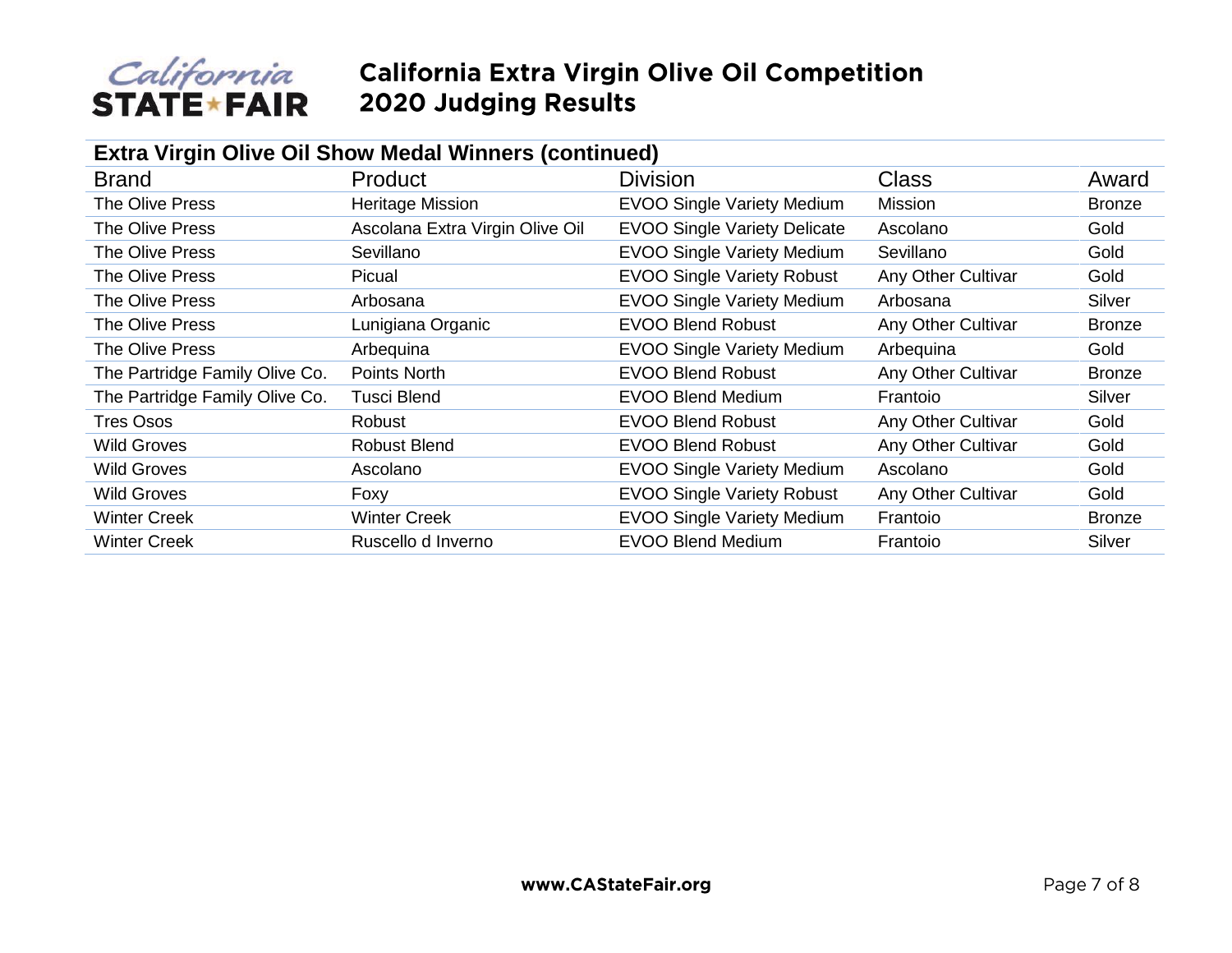# California Extra Virgin Olive Oil Competition
## 2020 Judging Results

### Extra Virgin Olive Oil Show Medal Winners (continued)

| Brand | Product | Division | Class | Award |
|---|---|---|---|---|
| The Olive Press | Heritage Mission | EVOO Single Variety Medium | Mission | Bronze |
| The Olive Press | Ascolana Extra Virgin Olive Oil | EVOO Single Variety Delicate | Ascolano | Gold |
| The Olive Press | Sevillano | EVOO Single Variety Medium | Sevillano | Gold |
| The Olive Press | Picual | EVOO Single Variety Robust | Any Other Cultivar | Gold |
| The Olive Press | Arbosana | EVOO Single Variety Medium | Arbosana | Silver |
| The Olive Press | Lunigiana Organic | EVOO Blend Robust | Any Other Cultivar | Bronze |
| The Olive Press | Arbequina | EVOO Single Variety Medium | Arbequina | Gold |
| The Partridge Family Olive Co. | Points North | EVOO Blend Robust | Any Other Cultivar | Bronze |
| The Partridge Family Olive Co. | Tusci Blend | EVOO Blend Medium | Frantoio | Silver |
| Tres Osos | Robust | EVOO Blend Robust | Any Other Cultivar | Gold |
| Wild Groves | Robust Blend | EVOO Blend Robust | Any Other Cultivar | Gold |
| Wild Groves | Ascolano | EVOO Single Variety Medium | Ascolano | Gold |
| Wild Groves | Foxy | EVOO Single Variety Robust | Any Other Cultivar | Gold |
| Winter Creek | Winter Creek | EVOO Single Variety Medium | Frantoio | Bronze |
| Winter Creek | Ruscello d Inverno | EVOO Blend Medium | Frantoio | Silver |

www.CAStateFair.org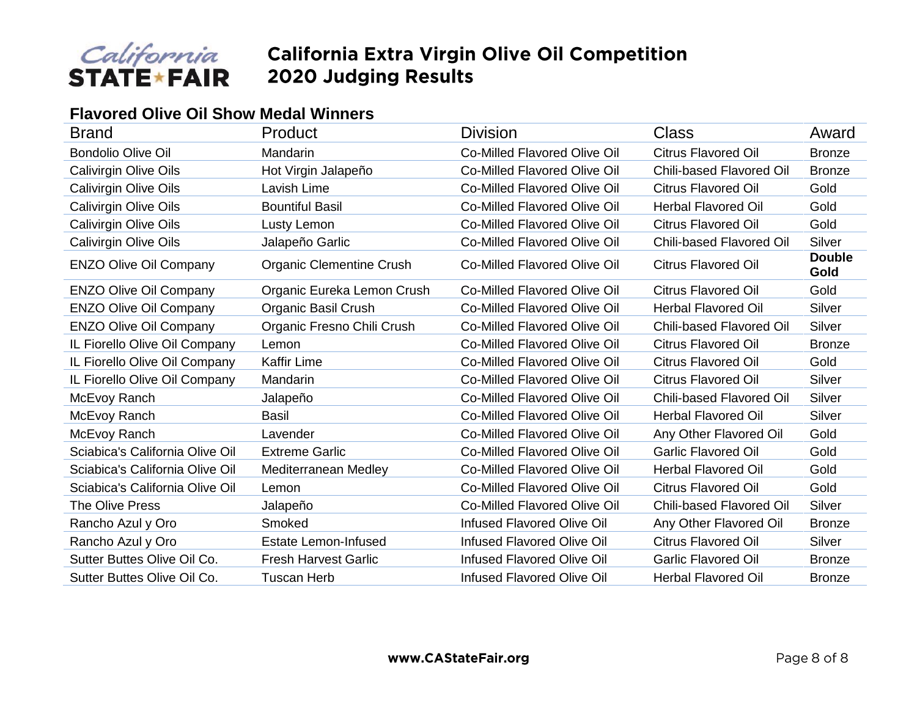# California Extra Virgin Olive Oil Competition 2020 Judging Results

## Flavored Olive Oil Show Medal Winners

| Brand | Product | Division | Class | Award |
|---|---|---|---|---|
| Bondolio Olive Oil | Mandarin | Co-Milled Flavored Olive Oil | Citrus Flavored Oil | Bronze |
| Calivirgin Olive Oils | Hot Virgin Jalapeño | Co-Milled Flavored Olive Oil | Chili-based Flavored Oil | Bronze |
| Calivirgin Olive Oils | Lavish Lime | Co-Milled Flavored Olive Oil | Citrus Flavored Oil | Gold |
| Calivirgin Olive Oils | Bountiful Basil | Co-Milled Flavored Olive Oil | Herbal Flavored Oil | Gold |
| Calivirgin Olive Oils | Lusty Lemon | Co-Milled Flavored Olive Oil | Citrus Flavored Oil | Gold |
| Calivirgin Olive Oils | Jalapeño Garlic | Co-Milled Flavored Olive Oil | Chili-based Flavored Oil | Silver |
| ENZO Olive Oil Company | Organic Clementine Crush | Co-Milled Flavored Olive Oil | Citrus Flavored Oil | **Double Gold** |
| ENZO Olive Oil Company | Organic Eureka Lemon Crush | Co-Milled Flavored Olive Oil | Citrus Flavored Oil | Gold |
| ENZO Olive Oil Company | Organic Basil Crush | Co-Milled Flavored Olive Oil | Herbal Flavored Oil | Silver |
| ENZO Olive Oil Company | Organic Fresno Chili Crush | Co-Milled Flavored Olive Oil | Chili-based Flavored Oil | Silver |
| IL Fiorello Olive Oil Company | Lemon | Co-Milled Flavored Olive Oil | Citrus Flavored Oil | Bronze |
| IL Fiorello Olive Oil Company | Kaffir Lime | Co-Milled Flavored Olive Oil | Citrus Flavored Oil | Gold |
| IL Fiorello Olive Oil Company | Mandarin | Co-Milled Flavored Olive Oil | Citrus Flavored Oil | Silver |
| McEvoy Ranch | Jalapeño | Co-Milled Flavored Olive Oil | Chili-based Flavored Oil | Silver |
| McEvoy Ranch | Basil | Co-Milled Flavored Olive Oil | Herbal Flavored Oil | Silver |
| McEvoy Ranch | Lavender | Co-Milled Flavored Olive Oil | Any Other Flavored Oil | Gold |
| Sciabica's California Olive Oil | Extreme Garlic | Co-Milled Flavored Olive Oil | Garlic Flavored Oil | Gold |
| Sciabica's California Olive Oil | Mediterranean Medley | Co-Milled Flavored Olive Oil | Herbal Flavored Oil | Gold |
| Sciabica's California Olive Oil | Lemon | Co-Milled Flavored Olive Oil | Citrus Flavored Oil | Gold |
| The Olive Press | Jalapeño | Co-Milled Flavored Olive Oil | Chili-based Flavored Oil | Silver |
| Rancho Azul y Oro | Smoked | Infused Flavored Olive Oil | Any Other Flavored Oil | Bronze |
| Rancho Azul y Oro | Estate Lemon-Infused | Infused Flavored Olive Oil | Citrus Flavored Oil | Silver |
| Sutter Buttes Olive Oil Co. | Fresh Harvest Garlic | Infused Flavored Olive Oil | Garlic Flavored Oil | Bronze |
| Sutter Buttes Olive Oil Co. | Tuscan Herb | Infused Flavored Olive Oil | Herbal Flavored Oil | Bronze |

www.CAStateFair.org